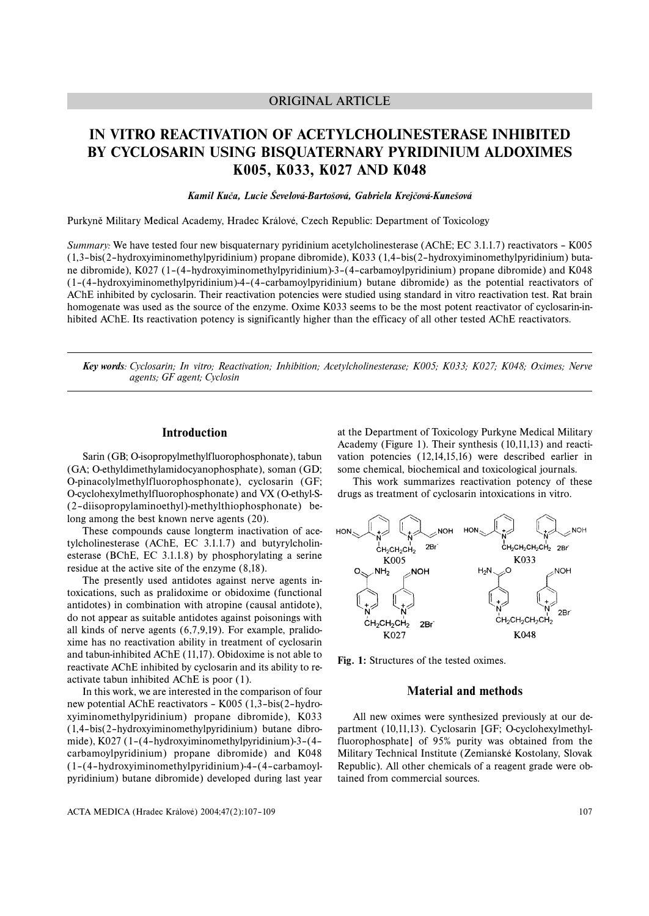ORIGINAL ARTICLE

# IN VITRO REACTIVATION OF ACETYLCHOLINESTERASE INHIBITED BY CYCLOSARIN USING BISQUATERNARY PYRIDINIUM ALDOXIMES K005, K033, K027 AND K048

***Kamil Kuča, Lucie Ševelová-Bartošová, Gabriela Krejčová-Kunešová***

Purkyně Military Medical Academy, Hradec Králové, Czech Republic: Department of Toxicology

*Summary:* We have tested four new bisquaternary pyridinium acetylcholinesterase (AChE; EC 3.1.1.7) reactivators – K005 (1,3–bis(2–hydroxyiminomethylpyridinium) propane dibromide), K033 (1,4–bis(2–hydroxyiminomethylpyridinium) butane dibromide), K027 (1–(4–hydroxyiminomethylpyridinium)-3–(4–carbamoylpyridinium) propane dibromide) and K048 (1–(4–hydroxyiminomethylpyridinium)-4–(4–carbamoylpyridinium) butane dibromide) as the potential reactivators of AChE inhibited by cyclosarin. Their reactivation potencies were studied using standard in vitro reactivation test. Rat brain homogenate was used as the source of the enzyme. Oxime K033 seems to be the most potent reactivator of cyclosarin-inhibited AChE. Its reactivation potency is significantly higher than the efficacy of all other tested AChE reactivators.

***Key words****: Cyclosarin; In vitro; Reactivation; Inhibition; Acetylcholinesterase; K005; K033; K027; K048; Oximes; Nerve agents; GF agent; Cyclosin*

## Introduction

Sarin (GB; O-isopropylmethylfluorophosphonate), tabun (GA; O-ethyldimethylamidocyanophosphate), soman (GD; O-pinacolylmethylfluorophosphonate), cyclosarin (GF; O-cyclohexylmethylfluorophosphonate) and VX (O-ethyl-S-(2–diisopropylaminoethyl)-methylthiophosphonate) belong among the best known nerve agents (20).

These compounds cause longterm inactivation of acetylcholinesterase (AChE, EC 3.1.1.7) and butyrylcholinesterase (BChE, EC 3.1.1.8) by phosphorylating a serine residue at the active site of the enzyme (8,18).

The presently used antidotes against nerve agents intoxications, such as pralidoxime or obidoxime (functional antidotes) in combination with atropine (causal antidote), do not appear as suitable antidotes against poisonings with all kinds of nerve agents (6,7,9,19). For example, pralidoxime has no reactivation ability in treatment of cyclosarin and tabun-inhibited AChE (11,17). Obidoxime is not able to reactivate AChE inhibited by cyclosarin and its ability to reactivate tabun inhibited AChE is poor (1).

In this work, we are interested in the comparison of four new potential AChE reactivators – K005 (1,3–bis(2–hydroxyiminomethylpyridinium) propane dibromide), K033 (1,4–bis(2–hydroxyiminomethylpyridinium) butane dibromide), K027 (1–(4–hydroxyiminomethylpyridinium)-3–(4–carbamoylpyridinium) propane dibromide) and K048 (1–(4–hydroxyiminomethylpyridinium)-4–(4–carbamoylpyridinium) butane dibromide) developed during last year at the Department of Toxicology Purkyne Medical Military Academy (Figure 1). Their synthesis (10,11,13) and reactivation potencies (12,14,15,16) were described earlier in some chemical, biochemical and toxicological journals.

This work summarizes reactivation potency of these drugs as treatment of cyclosarin intoxications in vitro.

**Fig. 1:** Structures of the tested oximes.

## Material and methods

All new oximes were synthesized previously at our department (10,11,13). Cyclosarin [GF; O-cyclohexylmethylfluorophosphate] of 95% purity was obtained from the Military Technical Institute (Zemianské Kostolany, Slovak Republic). All other chemicals of a reagent grade were obtained from commercial sources.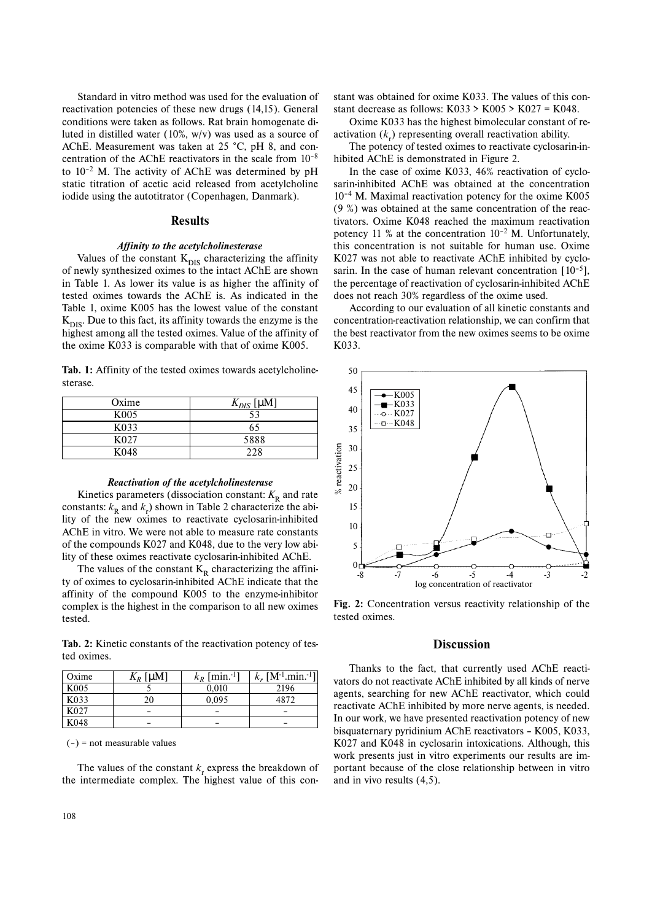Standard in vitro method was used for the evaluation of reactivation potencies of these new drugs (14,15). General conditions were taken as follows. Rat brain homogenate diluted in distilled water (10%, w/v) was used as a source of AChE. Measurement was taken at 25 °C, pH 8, and concentration of the AChE reactivators in the scale from $10^{-8}$ to $10^{-2}$ M. The activity of AChE was determined by pH static titration of acetic acid released from acetylcholine iodide using the autotitrator (Copenhagen, Danmark).

## Results

### *Affinity to the acetylcholinesterase*

Values of the constant $K_{DIS}$ characterizing the affinity of newly synthesized oximes to the intact AChE are shown in Table 1. As lower its value is as higher the affinity of tested oximes towards the AChE is. As indicated in the Table 1, oxime K005 has the lowest value of the constant $K_{DIS}$. Due to this fact, its affinity towards the enzyme is the highest among all the tested oximes. Value of the affinity of the oxime K033 is comparable with that of oxime K005.

**Tab. 1:** Affinity of the tested oximes towards acetylcholinesterase.

| Oxime | $K_{DIS}$ [μM] |
|---|---|
| K005 | 53 |
| K033 | 65 |
| K027 | 5888 |
| K048 | 228 |

### *Reactivation of the acetylcholinesterase*

Kinetics parameters (dissociation constant: $K_R$ and rate constants: $k_R$ and $k_r$) shown in Table 2 characterize the ability of the new oximes to reactivate cyclosarin-inhibited AChE in vitro. We were not able to measure rate constants of the compounds K027 and K048, due to the very low ability of these oximes reactivate cyclosarin-inhibited AChE.

The values of the constant $K_R$ characterizing the affinity of oximes to cyclosarin-inhibited AChE indicate that the affinity of the compound K005 to the enzyme-inhibitor complex is the highest in the comparison to all new oximes tested.

**Tab. 2:** Kinetic constants of the reactivation potency of tested oximes.

| Oxime | $K_R$ [μM] | $k_R$ [min.$^{-1}$] | $k_r$ [M$^{-1}$.min.$^{-1}$] |
|---|---|---|---|
| K005 | 5 | 0,010 | 2196 |
| K033 | 20 | 0,095 | 4872 |
| K027 | – | – | – |
| K048 | – | – | – |

(–) = not measurable values

The values of the constant $k_r$ express the breakdown of the intermediate complex. The highest value of this constant was obtained for oxime K033. The values of this constant decrease as follows: K033 > K005 > K027 = K048.

Oxime K033 has the highest bimolecular constant of reactivation ($k_r$) representing overall reactivation ability.

The potency of tested oximes to reactivate cyclosarin-inhibited AChE is demonstrated in Figure 2.

In the case of oxime K033, 46% reactivation of cyclosarin-inhibited AChE was obtained at the concentration $10^{-4}$ M. Maximal reactivation potency for the oxime K005 (9 %) was obtained at the same concentration of the reactivators. Oxime K048 reached the maximum reactivation potency 11 % at the concentration $10^{-2}$ M. Unfortunately, this concentration is not suitable for human use. Oxime K027 was not able to reactivate AChE inhibited by cyclosarin. In the case of human relevant concentration [$10^{-5}$], the percentage of reactivation of cyclosarin-inhibited AChE does not reach 30% regardless of the oxime used.

According to our evaluation of all kinetic constants and concentration-reactivation relationship, we can confirm that the best reactivator from the new oximes seems to be oxime K033.

**Fig. 2:** Concentration versus reactivity relationship of the tested oximes.

## Discussion

Thanks to the fact, that currently used AChE reactivators do not reactivate AChE inhibited by all kinds of nerve agents, searching for new AChE reactivator, which could reactivate AChE inhibited by more nerve agents, is needed. In our work, we have presented reactivation potency of new bisquaternary pyridinium AChE reactivators – K005, K033, K027 and K048 in cyclosarin intoxications. Although, this work presents just in vitro experiments our results are important because of the close relationship between in vitro and in vivo results (4,5).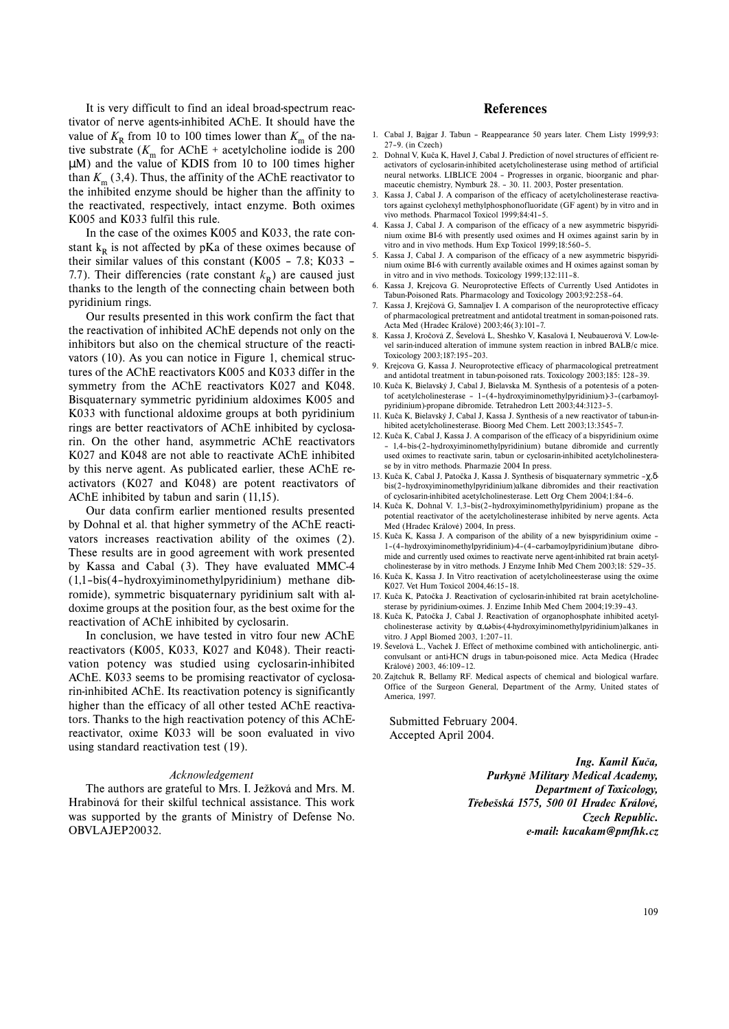It is very difficult to find an ideal broad-spectrum reactivator of nerve agents-inhibited AChE. It should have the value of $K_R$ from 10 to 100 times lower than $K_m$ of the native substrate ($K_m$ for AChE + acetylcholine iodide is 200 μM) and the value of KDIS from 10 to 100 times higher than $K_m$ (3,4). Thus, the affinity of the AChE reactivator to the inhibited enzyme should be higher than the affinity to the reactivated, respectively, intact enzyme. Both oximes K005 and K033 fulfil this rule.

In the case of the oximes K005 and K033, the rate constant $k_R$ is not affected by pKa of these oximes because of their similar values of this constant (K005 – 7.8; K033 – 7.7). Their differencies (rate constant $k_R$) are caused just thanks to the length of the connecting chain between both pyridinium rings.

Our results presented in this work confirm the fact that the reactivation of inhibited AChE depends not only on the inhibitors but also on the chemical structure of the reactivators (10). As you can notice in Figure 1, chemical structures of the AChE reactivators K005 and K033 differ in the symmetry from the AChE reactivators K027 and K048. Bisquaternary symmetric pyridinium aldoximes K005 and K033 with functional aldoxime groups at both pyridinium rings are better reactivators of AChE inhibited by cyclosarin. On the other hand, asymmetric AChE reactivators K027 and K048 are not able to reactivate AChE inhibited by this nerve agent. As publicated earlier, these AChE reactivators (K027 and K048) are potent reactivators of AChE inhibited by tabun and sarin (11,15).

Our data confirm earlier mentioned results presented by Dohnal et al. that higher symmetry of the AChE reactivators increases reactivation ability of the oximes (2). These results are in good agreement with work presented by Kassa and Cabal (3). They have evaluated MMC-4 (1,1–bis(4–hydroxyiminomethylpyridinium) methane dibromide), symmetric bisquaternary pyridinium salt with aldoxime groups at the position four, as the best oxime for the reactivation of AChE inhibited by cyclosarin.

In conclusion, we have tested in vitro four new AChE reactivators (K005, K033, K027 and K048). Their reactivation potency was studied using cyclosarin-inhibited AChE. K033 seems to be promising reactivator of cyclosarin-inhibited AChE. Its reactivation potency is significantly higher than the efficacy of all other tested AChE reactivators. Thanks to the high reactivation potency of this AChE-reactivator, oxime K033 will be soon evaluated in vivo using standard reactivation test (19).

*Acknowledgement*

The authors are grateful to Mrs. I. Ježková and Mrs. M. Hrabinová for their skilful technical assistance. This work was supported by the grants of Ministry of Defense No. OBVLAJEP20032.

## References

1. Cabal J, Bajgar J. Tabun – Reappearance 50 years later. Chem Listy 1999;93: 27–9. (in Czech)
2. Dohnal V, Kuča K, Havel J, Cabal J. Prediction of novel structures of efficient reactivators of cyclosarin-inhibited acetylcholinesterase using method of artificial neural networks. LIBLICE 2004 – Progresses in organic, bioorganic and pharmaceutic chemistry, Nymburk 28. – 30. 11. 2003, Poster presentation.
3. Kassa J, Cabal J. A comparison of the efficacy of acetylcholinesterase reactivators against cyclohexyl methylphosphonofluoridate (GF agent) by in vitro and in vivo methods. Pharmacol Toxicol 1999;84:41–5.
4. Kassa J, Cabal J. A comparison of the efficacy of a new asymmetric bispyridinium oxime BI-6 with presently used oximes and H oximes against sarin by in vitro and in vivo methods. Hum Exp Toxicol 1999;18:560–5.
5. Kassa J, Cabal J. A comparison of the efficacy of a new asymmetric bispyridinium oxime BI-6 with currently available oximes and H oximes against soman by in vitro and in vivo methods. Toxicology 1999;132:111–8.
6. Kassa J, Krejcova G. Neuroprotective Effects of Currently Used Antidotes in Tabun-Poisoned Rats. Pharmacology and Toxicology 2003;92:258–64.
7. Kassa J, Krejčová G, Samnaljev I. A comparison of the neuroprotective efficacy of pharmacological pretreatment and antidotal treatment in soman-poisoned rats. Acta Med (Hradec Králové) 2003;46(3):101–7.
8. Kassa J, Kročová Z, Ševelová L, Sheshko V, Kasalová I, Neubauerová V. Low-level sarin-induced alteration of immune system reaction in inbred BALB/c mice. Toxicology 2003;187:195–203.
9. Krejcova G, Kassa J. Neuroprotective efficacy of pharmacological pretreatment and antidotal treatment in tabun-poisoned rats. Toxicology 2003;185: 128–39.
10. Kuča K, Bielavský J, Cabal J, Bielavska M. Synthesis of a potentesis of a potentof acetylcholinesterase – 1-(4-hydroxyiminomethylpyridinium)-3-(carbamoylpyridinium)-propane dibromide. Tetrahedron Lett 2003;44:3123–5.
11. Kuča K, Bielavský J, Cabal J, Kassa J. Synthesis of a new reactivator of tabun-inhibited acetylcholinesterase. Bioorg Med Chem. Lett 2003;13:3545–7.
12. Kuča K, Cabal J, Kassa J. A comparison of the efficacy of a bispyridinium oxime – 1,4-bis-(2-hydroxyiminomethylpyridinium) butane dibromide and currently used oximes to reactivate sarin, tabun or cyclosarin-inhibited acetylcholinesterase by in vitro methods. Pharmazie 2004 In press.
13. Kuča K, Cabal J, Patočka J, Kassa J. Synthesis of bisquaternary symmetric -χ,δ-bis(2-hydroxyiminomethylpyridinium)alkane dibromides and their reactivation of cyclosarin-inhibited acetylcholinesterase. Lett Org Chem 2004;1:84–6.
14. Kuča K, Dohnal V. 1,3-bis(2-hydroxyiminomethylpyridinium) propane as the potential reactivator of the acetylcholinesterase inhibited by nerve agents. Acta Med (Hradec Králové) 2004, In press.
15. Kuča K, Kassa J. A comparison of the ability of a new byispyridinium oxime – 1-(4-hydroxyiminomethylpyridinium)-4-(4-carbamoylpyridinium)butane dibromide and currently used oximes to reactivate nerve agent-inhibited rat brain acetylcholinesterase by in vitro methods. J Enzyme Inhib Med Chem 2003;18: 529–35.
16. Kuča K, Kassa J. In Vitro reactivation of acetylcholineesterase using the oxime K027. Vet Hum Toxicol 2004,46:15–18.
17. Kuča K, Patočka J. Reactivation of cyclosarin-inhibited rat brain acetylcholinesterase by pyridinium-oximes. J. Enzime Inhib Med Chem 2004;19:39–43.
18. Kuča K, Patočka J, Cabal J. Reactivation of organophosphate inhibited acetylcholinesterase activity by α,ω-bis-(4-hydroxyiminomethylpyridinium)alkanes in vitro. J Appl Biomed 2003, 1:207–11.
19. Ševelová L., Vachek J. Effect of methoxime combined with anticholinergic, anticonvulsant or anti-HCN drugs in tabun-poisoned mice. Acta Medica (Hradec Králové) 2003, 46:109–12.
20. Zajtchuk R, Bellamy RF. Medical aspects of chemical and biological warfare. Office of the Surgeon General, Department of the Army, United states of America, 1997.

Submitted February 2004.
Accepted April 2004.

***Ing. Kamil Kuča,***
***Purkyně Military Medical Academy,***
***Department of Toxicology,***
***Třebešská 1575, 500 01 Hradec Králové,***
***Czech Republic.***
***e-mail: kucakam@pmfhk.cz***